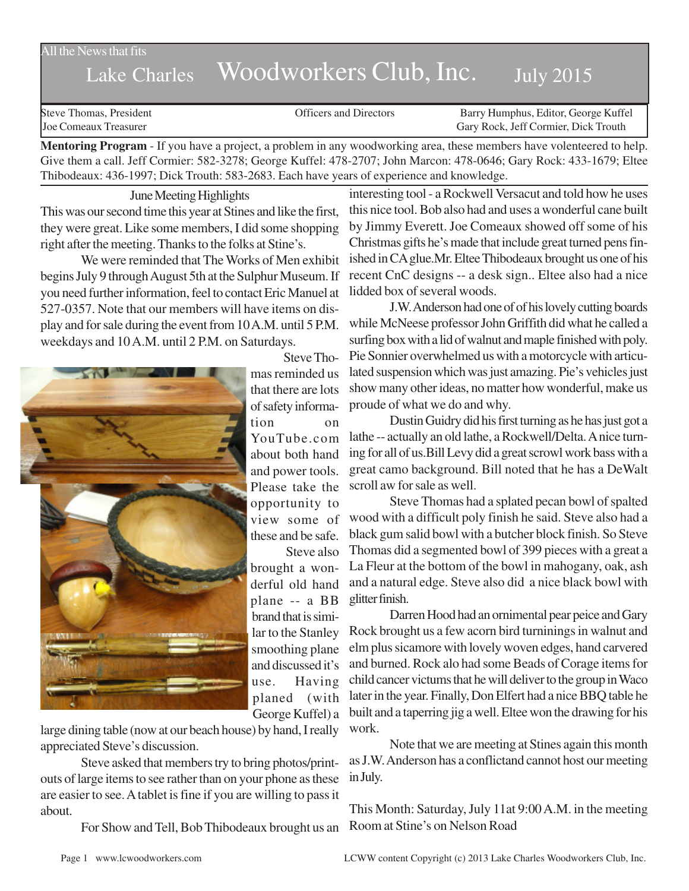All the News that fits

# Lake Charles Woodworkers Club, Inc. July 2015

Steve Thomas, President | Officers and Directors | Barry Humphus, Editor, George Kuffel
Joe Comeaux Treasurer | | Gary Rock, Jeff Cormier, Dick Trouth

**Mentoring Program** - If you have a project, a problem in any woodworking area, these members have volenteered to help. Give them a call. Jeff Cormier: 582-3278; George Kuffel: 478-2707; John Marcon: 478-0646; Gary Rock: 433-1679; Eltee Thibodeaux: 436-1997; Dick Trouth: 583-2683. Each have years of experience and knowledge.

## June Meeting Highlights

This was our second time this year at Stines and like the first, they were great. Like some members, I did some shopping right after the meeting. Thanks to the folks at Stine's.

We were reminded that The Works of Men exhibit begins July 9 through August 5th at the Sulphur Museum. If you need further information, feel to contact Eric Manuel at 527-0357. Note that our members will have items on display and for sale during the event from 10 A.M. until 5 P.M. weekdays and 10 A.M. until 2 P.M. on Saturdays.

Steve Thomas reminded us that there are lots of safety information on YouTube.com about both hand and power tools. Please take the opportunity to view some of these and be safe.

Steve also brought a wonderful old hand plane -- a BB brand that is similar to the Stanley smoothing plane and discussed it's use. Having planed (with George Kuffel) a large dining table (now at our beach house) by hand, I really appreciated Steve's discussion.

Steve asked that members try to bring photos/printouts of large items to see rather than on your phone as these are easier to see. A tablet is fine if you are willing to pass it about.

For Show and Tell, Bob Thibodeaux brought us an interesting tool - a Rockwell Versacut and told how he uses this nice tool. Bob also had and uses a wonderful cane built by Jimmy Everett. Joe Comeaux showed off some of his Christmas gifts he's made that include great turned pens finished in CA glue.Mr. Eltee Thibodeaux brought us one of his recent CnC designs -- a desk sign.. Eltee also had a nice lidded box of several woods.

J.W. Anderson had one of of his lovely cutting boards while McNeese professor John Griffith did what he called a surfing box with a lid of walnut and maple finished with poly. Pie Sonnier overwhelmed us with a motorcycle with articulated suspension which was just amazing. Pie's vehicles just show many other ideas, no matter how wonderful, make us proude of what we do and why.

Dustin Guidry did his first turning as he has just got a lathe -- actually an old lathe, a Rockwell/Delta. A nice turning for all of us.Bill Levy did a great scrowl work bass with a great camo background. Bill noted that he has a DeWalt scroll aw for sale as well.

Steve Thomas had a splated pecan bowl of spalted wood with a difficult poly finish he said. Steve also had a black gum salid bowl with a butcher block finish. So Steve Thomas did a segmented bowl of 399 pieces with a great a La Fleur at the bottom of the bowl in mahogany, oak, ash and a natural edge. Steve also did a nice black bowl with glitter finish.

Darren Hood had an ornimental pear peice and Gary Rock brought us a few acorn bird turninings in walnut and elm plus sicamore with lovely woven edges, hand carved and burned. Rock alo had some Beads of Corage items for child cancer victums that he will deliver to the group in Waco later in the year. Finally, Don Elfert had a nice BBQ table he built and a taperring jig a well. Eltee won the drawing for his work.

Note that we are meeting at Stines again this month as J.W. Anderson has a conflictand cannot host our meeting in July.

This Month: Saturday, July 11at 9:00 A.M. in the meeting Room at Stine's on Nelson Road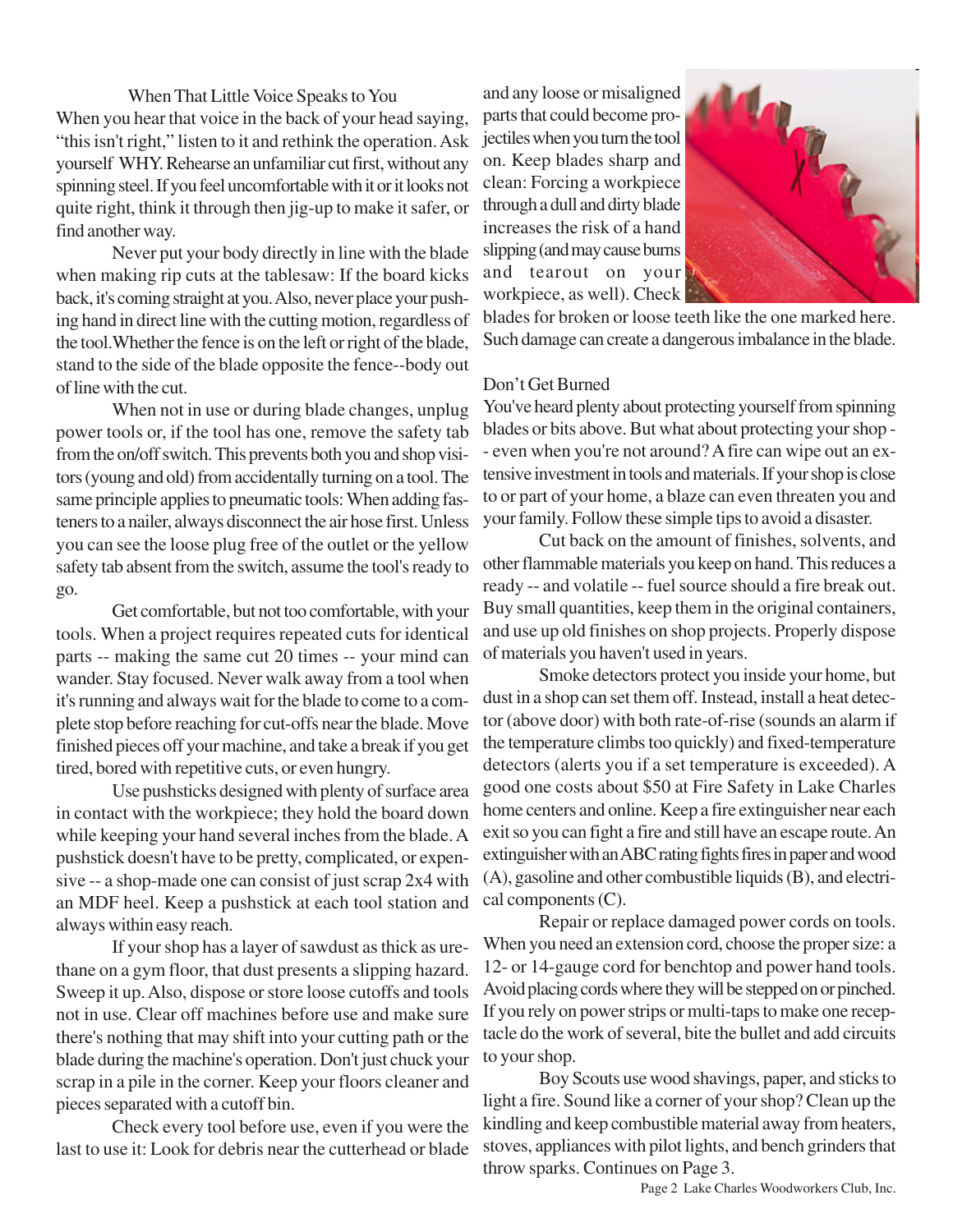### When That Little Voice Speaks to You

When you hear that voice in the back of your head saying, "this isn't right," listen to it and rethink the operation. Ask yourself WHY. Rehearse an unfamiliar cut first, without any spinning steel. If you feel uncomfortable with it or it looks not quite right, think it through then jig-up to make it safer, or find another way.

Never put your body directly in line with the blade when making rip cuts at the tablesaw: If the board kicks back, it's coming straight at you. Also, never place your pushing hand in direct line with the cutting motion, regardless of the tool. Whether the fence is on the left or right of the blade, stand to the side of the blade opposite the fence--body out of line with the cut.

When not in use or during blade changes, unplug power tools or, if the tool has one, remove the safety tab from the on/off switch. This prevents both you and shop visitors (young and old) from accidentally turning on a tool. The same principle applies to pneumatic tools: When adding fasteners to a nailer, always disconnect the air hose first. Unless you can see the loose plug free of the outlet or the yellow safety tab absent from the switch, assume the tool's ready to go.

Get comfortable, but not too comfortable, with your tools. When a project requires repeated cuts for identical parts -- making the same cut 20 times -- your mind can wander. Stay focused. Never walk away from a tool when it's running and always wait for the blade to come to a complete stop before reaching for cut-offs near the blade. Move finished pieces off your machine, and take a break if you get tired, bored with repetitive cuts, or even hungry.

Use pushsticks designed with plenty of surface area in contact with the workpiece; they hold the board down while keeping your hand several inches from the blade. A pushstick doesn't have to be pretty, complicated, or expensive -- a shop-made one can consist of just scrap 2x4 with an MDF heel. Keep a pushstick at each tool station and always within easy reach.

If your shop has a layer of sawdust as thick as urethane on a gym floor, that dust presents a slipping hazard. Sweep it up. Also, dispose or store loose cutoffs and tools not in use. Clear off machines before use and make sure there's nothing that may shift into your cutting path or the blade during the machine's operation. Don't just chuck your scrap in a pile in the corner. Keep your floors cleaner and pieces separated with a cutoff bin.

Check every tool before use, even if you were the last to use it: Look for debris near the cutterhead or blade and any loose or misaligned parts that could become projectiles when you turn the tool on. Keep blades sharp and clean: Forcing a workpiece through a dull and dirty blade increases the risk of a hand slipping (and may cause burns and tearout on your workpiece, as well). Check blades for broken or loose teeth like the one marked here. Such damage can create a dangerous imbalance in the blade.

### Don't Get Burned

You've heard plenty about protecting yourself from spinning blades or bits above. But what about protecting your shop -- even when you're not around? A fire can wipe out an extensive investment in tools and materials. If your shop is close to or part of your home, a blaze can even threaten you and your family. Follow these simple tips to avoid a disaster.

Cut back on the amount of finishes, solvents, and other flammable materials you keep on hand. This reduces a ready -- and volatile -- fuel source should a fire break out. Buy small quantities, keep them in the original containers, and use up old finishes on shop projects. Properly dispose of materials you haven't used in years.

Smoke detectors protect you inside your home, but dust in a shop can set them off. Instead, install a heat detector (above door) with both rate-of-rise (sounds an alarm if the temperature climbs too quickly) and fixed-temperature detectors (alerts you if a set temperature is exceeded). A good one costs about $50 at Fire Safety in Lake Charles home centers and online. Keep a fire extinguisher near each exit so you can fight a fire and still have an escape route. An extinguisher with an ABC rating fights fires in paper and wood (A), gasoline and other combustible liquids (B), and electrical components (C).

Repair or replace damaged power cords on tools. When you need an extension cord, choose the proper size: a 12- or 14-gauge cord for benchtop and power hand tools. Avoid placing cords where they will be stepped on or pinched. If you rely on power strips or multi-taps to make one receptacle do the work of several, bite the bullet and add circuits to your shop.

Boy Scouts use wood shavings, paper, and sticks to light a fire. Sound like a corner of your shop? Clean up the kindling and keep combustible material away from heaters, stoves, appliances with pilot lights, and bench grinders that throw sparks. Continues on Page 3.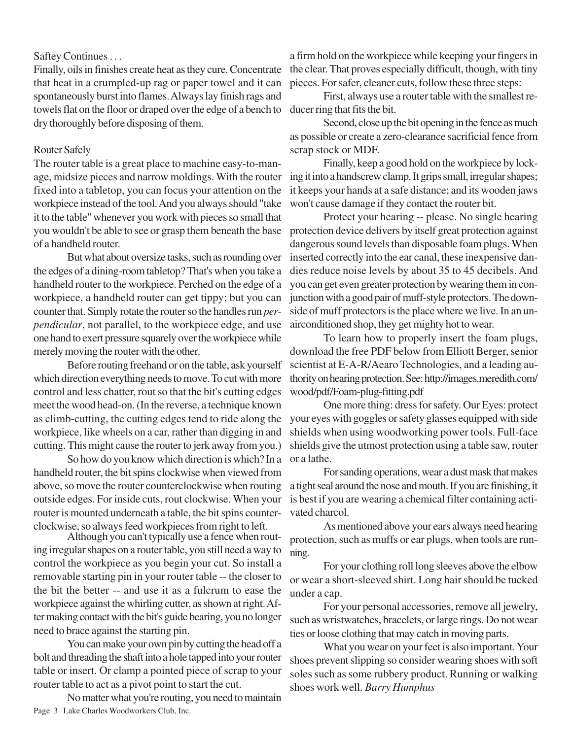Saftey Continues . . .

Finally, oils in finishes create heat as they cure. Concentrate that heat in a crumpled-up rag or paper towel and it can spontaneously burst into flames. Always lay finish rags and towels flat on the floor or draped over the edge of a bench to dry thoroughly before disposing of them.

Router Safely

The router table is a great place to machine easy-to-manage, midsize pieces and narrow moldings. With the router fixed into a tabletop, you can focus your attention on the workpiece instead of the tool. And you always should "take it to the table" whenever you work with pieces so small that you wouldn't be able to see or grasp them beneath the base of a handheld router.

But what about oversize tasks, such as rounding over the edges of a dining-room tabletop? That's when you take a handheld router to the workpiece. Perched on the edge of a workpiece, a handheld router can get tippy; but you can counter that. Simply rotate the router so the handles run *perpendicular*, not parallel, to the workpiece edge, and use one hand to exert pressure squarely over the workpiece while merely moving the router with the other.

Before routing freehand or on the table, ask yourself which direction everything needs to move. To cut with more control and less chatter, rout so that the bit's cutting edges meet the wood head-on. (In the reverse, a technique known as climb-cutting, the cutting edges tend to ride along the workpiece, like wheels on a car, rather than digging in and cutting. This might cause the router to jerk away from you.)

So how do you know which direction is which? In a handheld router, the bit spins clockwise when viewed from above, so move the router counterclockwise when routing outside edges. For inside cuts, rout clockwise. When your router is mounted underneath a table, the bit spins counterclockwise, so always feed workpieces from right to left.

Although you can't typically use a fence when routing irregular shapes on a router table, you still need a way to control the workpiece as you begin your cut. So install a removable starting pin in your router table -- the closer to the bit the better -- and use it as a fulcrum to ease the workpiece against the whirling cutter, as shown at right. After making contact with the bit's guide bearing, you no longer need to brace against the starting pin.

You can make your own pin by cutting the head off a bolt and threading the shaft into a hole tapped into your router table or insert. Or clamp a pointed piece of scrap to your router table to act as a pivot point to start the cut.

No matter what you're routing, you need to maintain a firm hold on the workpiece while keeping your fingers in the clear. That proves especially difficult, though, with tiny pieces. For safer, cleaner cuts, follow these three steps:

First, always use a router table with the smallest reducer ring that fits the bit.

Second, close up the bit opening in the fence as much as possible or create a zero-clearance sacrificial fence from scrap stock or MDF.

Finally, keep a good hold on the workpiece by locking it into a handscrew clamp. It grips small, irregular shapes; it keeps your hands at a safe distance; and its wooden jaws won't cause damage if they contact the router bit.

Protect your hearing -- please. No single hearing protection device delivers by itself great protection against dangerous sound levels than disposable foam plugs. When inserted correctly into the ear canal, these inexpensive dandies reduce noise levels by about 35 to 45 decibels. And you can get even greater protection by wearing them in conjunction with a good pair of muff-style protectors. The downside of muff protectors is the place where we live. In an unairconditioned shop, they get mighty hot to wear.

To learn how to properly insert the foam plugs, download the free PDF below from Elliott Berger, senior scientist at E-A-R/Aearo Technologies, and a leading authority on hearing protection. See: http://images.meredith.com/wood/pdf/Foam-plug-fitting.pdf

One more thing: dress for safety. Our Eyes: protect your eyes with goggles or safety glasses equipped with side shields when using woodworking power tools. Full-face shields give the utmost protection using a table saw, router or a lathe.

For sanding operations, wear a dust mask that makes a tight seal around the nose and mouth. If you are finishing, it is best if you are wearing a chemical filter containing activated charcol.

As mentioned above your ears always need hearing protection, such as muffs or ear plugs, when tools are running.

For your clothing roll long sleeves above the elbow or wear a short-sleeved shirt. Long hair should be tucked under a cap.

For your personal accessories, remove all jewelry, such as wristwatches, bracelets, or large rings. Do not wear ties or loose clothing that may catch in moving parts.

What you wear on your feet is also important. Your shoes prevent slipping so consider wearing shoes with soft soles such as some rubbery product. Running or walking shoes work well. *Barry Humphus*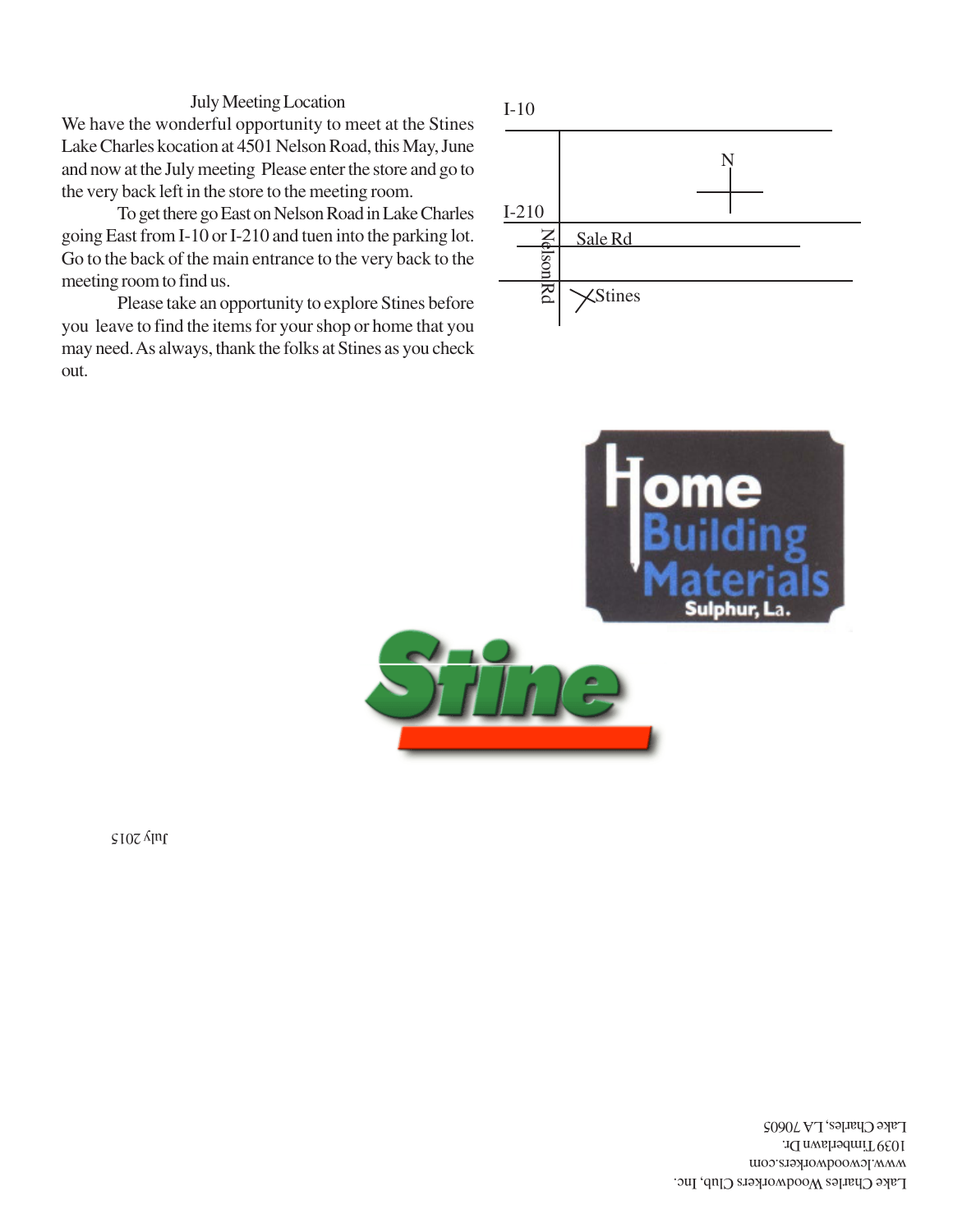## July Meeting Location

We have the wonderful opportunity to meet at the Stines Lake Charles kocation at 4501 Nelson Road, this May, June and now at the July meeting Please enter the store and go to the very back left in the store to the meeting room.

To get there go East on Nelson Road in Lake Charles going East from I-10 or I-210 and tuen into the parking lot. Go to the back of the main entrance to the very back to the meeting room to find us.

Please take an opportunity to explore Stines before you leave to find the items for your shop or home that you may need. As always, thank the folks at Stines as you check out.

I-10

N

I-210

Sale Rd

Nelson Rd

Stines

Home Building Materials

Sulphur, La.

Stine

July 2015

Lake Charles Woodworkers Club, Inc.
www.lcwoodworkers.com
1039 Timberlawn Dr.
Lake Charles, LA 70605